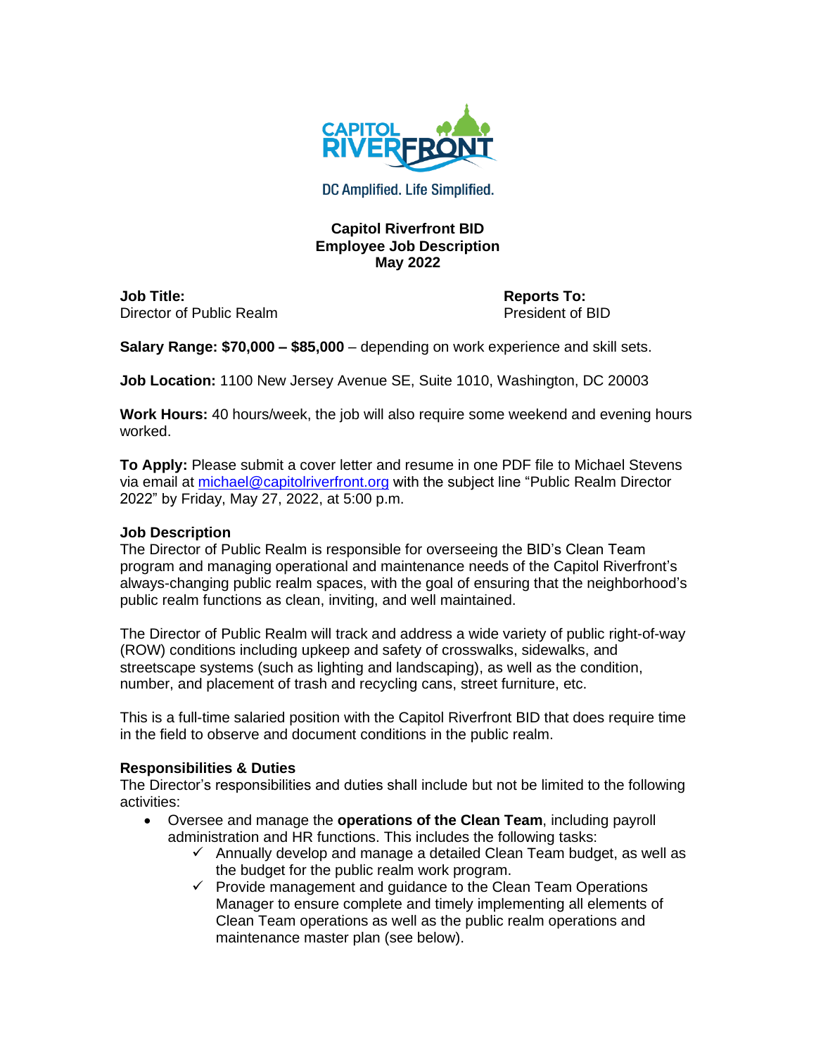CAPITOL RIVERFRONT

DC Amplified. Life Simplified.

**Capitol Riverfront BID**
**Employee Job Description**
**May 2022**

**Job Title:**
Director of Public Realm

**Reports To:**
President of BID

**Salary Range: $70,000 – $85,000** – depending on work experience and skill sets.

**Job Location:** 1100 New Jersey Avenue SE, Suite 1010, Washington, DC 20003

**Work Hours:** 40 hours/week, the job will also require some weekend and evening hours worked.

**To Apply:** Please submit a cover letter and resume in one PDF file to Michael Stevens via email at michael@capitolriverfront.org with the subject line "Public Realm Director 2022" by Friday, May 27, 2022, at 5:00 p.m.

**Job Description**

The Director of Public Realm is responsible for overseeing the BID's Clean Team program and managing operational and maintenance needs of the Capitol Riverfront's always-changing public realm spaces, with the goal of ensuring that the neighborhood's public realm functions as clean, inviting, and well maintained.

The Director of Public Realm will track and address a wide variety of public right-of-way (ROW) conditions including upkeep and safety of crosswalks, sidewalks, and streetscape systems (such as lighting and landscaping), as well as the condition, number, and placement of trash and recycling cans, street furniture, etc.

This is a full-time salaried position with the Capitol Riverfront BID that does require time in the field to observe and document conditions in the public realm.

**Responsibilities & Duties**

The Director's responsibilities and duties shall include but not be limited to the following activities:

- Oversee and manage the **operations of the Clean Team**, including payroll administration and HR functions. This includes the following tasks:
  - ✓ Annually develop and manage a detailed Clean Team budget, as well as the budget for the public realm work program.
  - ✓ Provide management and guidance to the Clean Team Operations Manager to ensure complete and timely implementing all elements of Clean Team operations as well as the public realm operations and maintenance master plan (see below).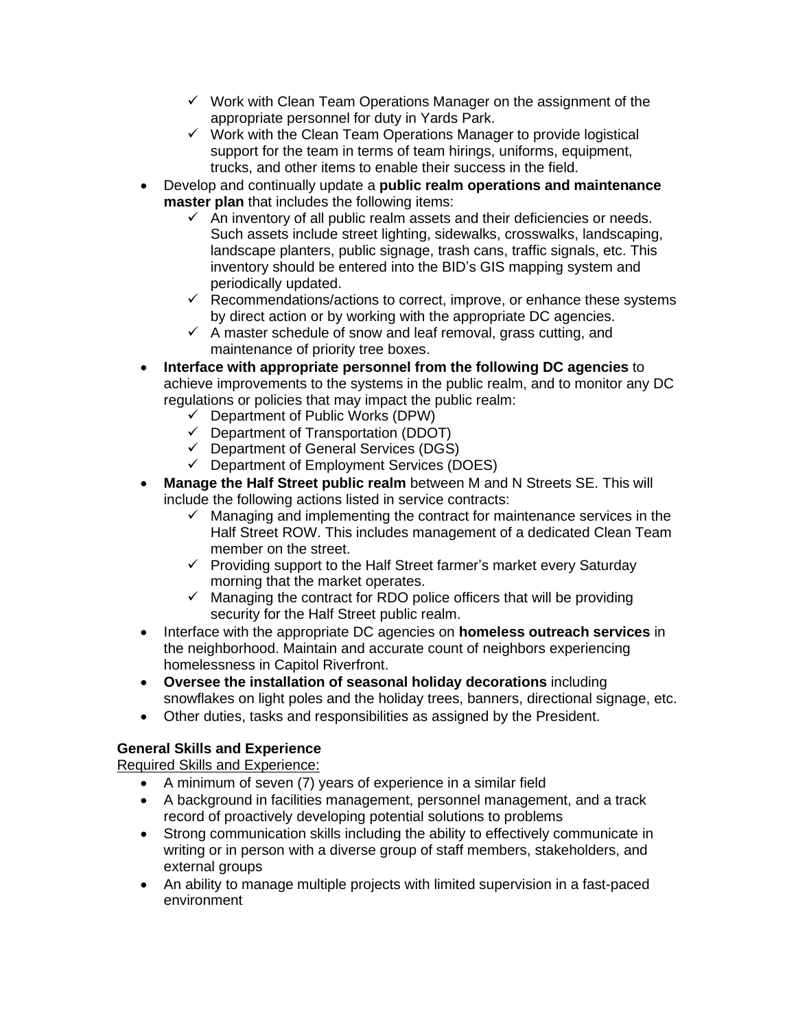- ✓ Work with Clean Team Operations Manager on the assignment of the appropriate personnel for duty in Yards Park.
  - ✓ Work with the Clean Team Operations Manager to provide logistical support for the team in terms of team hirings, uniforms, equipment, trucks, and other items to enable their success in the field.
- Develop and continually update a **public realm operations and maintenance master plan** that includes the following items:
  - ✓ An inventory of all public realm assets and their deficiencies or needs. Such assets include street lighting, sidewalks, crosswalks, landscaping, landscape planters, public signage, trash cans, traffic signals, etc. This inventory should be entered into the BID's GIS mapping system and periodically updated.
  - ✓ Recommendations/actions to correct, improve, or enhance these systems by direct action or by working with the appropriate DC agencies.
  - ✓ A master schedule of snow and leaf removal, grass cutting, and maintenance of priority tree boxes.
- **Interface with appropriate personnel from the following DC agencies** to achieve improvements to the systems in the public realm, and to monitor any DC regulations or policies that may impact the public realm:
  - ✓ Department of Public Works (DPW)
  - ✓ Department of Transportation (DDOT)
  - ✓ Department of General Services (DGS)
  - ✓ Department of Employment Services (DOES)
- **Manage the Half Street public realm** between M and N Streets SE. This will include the following actions listed in service contracts:
  - ✓ Managing and implementing the contract for maintenance services in the Half Street ROW. This includes management of a dedicated Clean Team member on the street.
  - ✓ Providing support to the Half Street farmer's market every Saturday morning that the market operates.
  - ✓ Managing the contract for RDO police officers that will be providing security for the Half Street public realm.
- Interface with the appropriate DC agencies on **homeless outreach services** in the neighborhood. Maintain and accurate count of neighbors experiencing homelessness in Capitol Riverfront.
- **Oversee the installation of seasonal holiday decorations** including snowflakes on light poles and the holiday trees, banners, directional signage, etc.
- Other duties, tasks and responsibilities as assigned by the President.

**General Skills and Experience**

<u>Required Skills and Experience:</u>

- A minimum of seven (7) years of experience in a similar field
- A background in facilities management, personnel management, and a track record of proactively developing potential solutions to problems
- Strong communication skills including the ability to effectively communicate in writing or in person with a diverse group of staff members, stakeholders, and external groups
- An ability to manage multiple projects with limited supervision in a fast-paced environment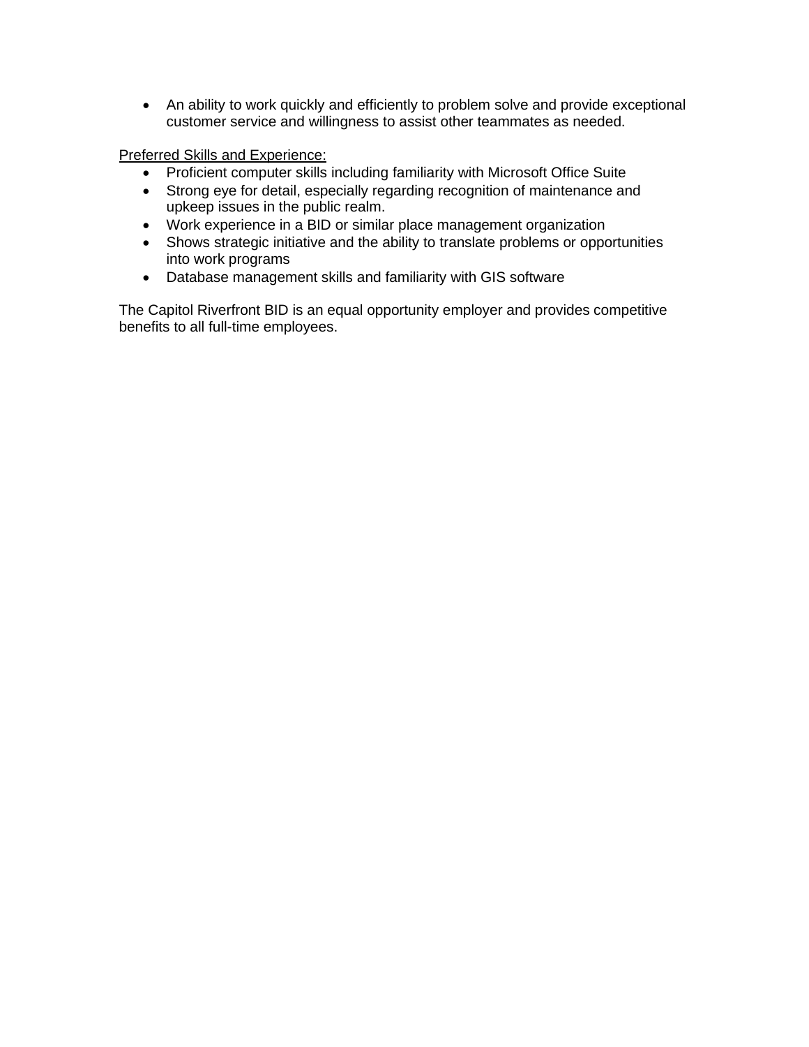- An ability to work quickly and efficiently to problem solve and provide exceptional customer service and willingness to assist other teammates as needed.

<u>Preferred Skills and Experience:</u>

- Proficient computer skills including familiarity with Microsoft Office Suite
- Strong eye for detail, especially regarding recognition of maintenance and upkeep issues in the public realm.
- Work experience in a BID or similar place management organization
- Shows strategic initiative and the ability to translate problems or opportunities into work programs
- Database management skills and familiarity with GIS software

The Capitol Riverfront BID is an equal opportunity employer and provides competitive benefits to all full-time employees.